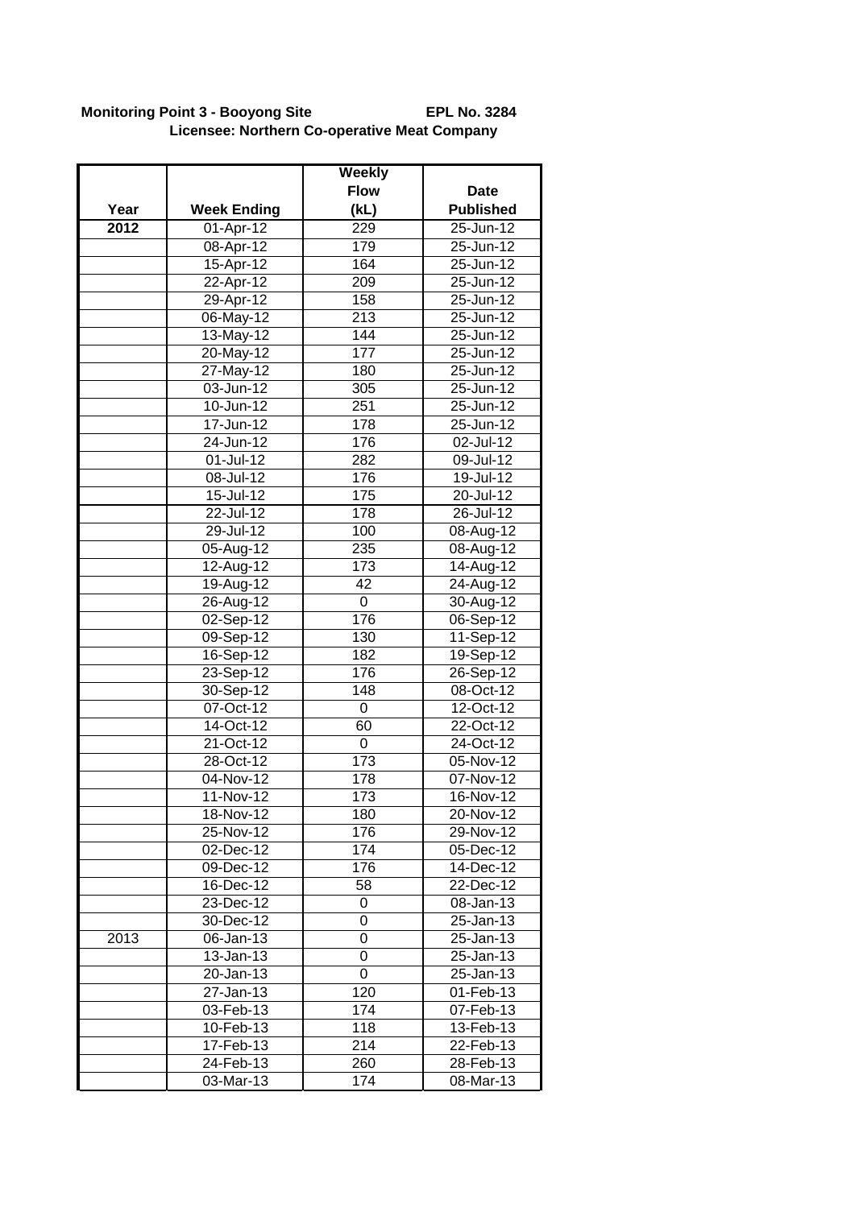**Monitoring Point 3 - Booyong Site** **EPL No. 3284**

**Licensee: Northern Co-operative Meat Company**

| Year | Week Ending | Weekly Flow (kL) | Date Published |
|---|---|---|---|
| **2012** | 01-Apr-12 | 229 | 25-Jun-12 |
| | 08-Apr-12 | 179 | 25-Jun-12 |
| | 15-Apr-12 | 164 | 25-Jun-12 |
| | 22-Apr-12 | 209 | 25-Jun-12 |
| | 29-Apr-12 | 158 | 25-Jun-12 |
| | 06-May-12 | 213 | 25-Jun-12 |
| | 13-May-12 | 144 | 25-Jun-12 |
| | 20-May-12 | 177 | 25-Jun-12 |
| | 27-May-12 | 180 | 25-Jun-12 |
| | 03-Jun-12 | 305 | 25-Jun-12 |
| | 10-Jun-12 | 251 | 25-Jun-12 |
| | 17-Jun-12 | 178 | 25-Jun-12 |
| | 24-Jun-12 | 176 | 02-Jul-12 |
| | 01-Jul-12 | 282 | 09-Jul-12 |
| | 08-Jul-12 | 176 | 19-Jul-12 |
| | 15-Jul-12 | 175 | 20-Jul-12 |
| | 22-Jul-12 | 178 | 26-Jul-12 |
| | 29-Jul-12 | 100 | 08-Aug-12 |
| | 05-Aug-12 | 235 | 08-Aug-12 |
| | 12-Aug-12 | 173 | 14-Aug-12 |
| | 19-Aug-12 | 42 | 24-Aug-12 |
| | 26-Aug-12 | 0 | 30-Aug-12 |
| | 02-Sep-12 | 176 | 06-Sep-12 |
| | 09-Sep-12 | 130 | 11-Sep-12 |
| | 16-Sep-12 | 182 | 19-Sep-12 |
| | 23-Sep-12 | 176 | 26-Sep-12 |
| | 30-Sep-12 | 148 | 08-Oct-12 |
| | 07-Oct-12 | 0 | 12-Oct-12 |
| | 14-Oct-12 | 60 | 22-Oct-12 |
| | 21-Oct-12 | 0 | 24-Oct-12 |
| | 28-Oct-12 | 173 | 05-Nov-12 |
| | 04-Nov-12 | 178 | 07-Nov-12 |
| | 11-Nov-12 | 173 | 16-Nov-12 |
| | 18-Nov-12 | 180 | 20-Nov-12 |
| | 25-Nov-12 | 176 | 29-Nov-12 |
| | 02-Dec-12 | 174 | 05-Dec-12 |
| | 09-Dec-12 | 176 | 14-Dec-12 |
| | 16-Dec-12 | 58 | 22-Dec-12 |
| | 23-Dec-12 | 0 | 08-Jan-13 |
| | 30-Dec-12 | 0 | 25-Jan-13 |
| 2013 | 06-Jan-13 | 0 | 25-Jan-13 |
| | 13-Jan-13 | 0 | 25-Jan-13 |
| | 20-Jan-13 | 0 | 25-Jan-13 |
| | 27-Jan-13 | 120 | 01-Feb-13 |
| | 03-Feb-13 | 174 | 07-Feb-13 |
| | 10-Feb-13 | 118 | 13-Feb-13 |
| | 17-Feb-13 | 214 | 22-Feb-13 |
| | 24-Feb-13 | 260 | 28-Feb-13 |
| | 03-Mar-13 | 174 | 08-Mar-13 |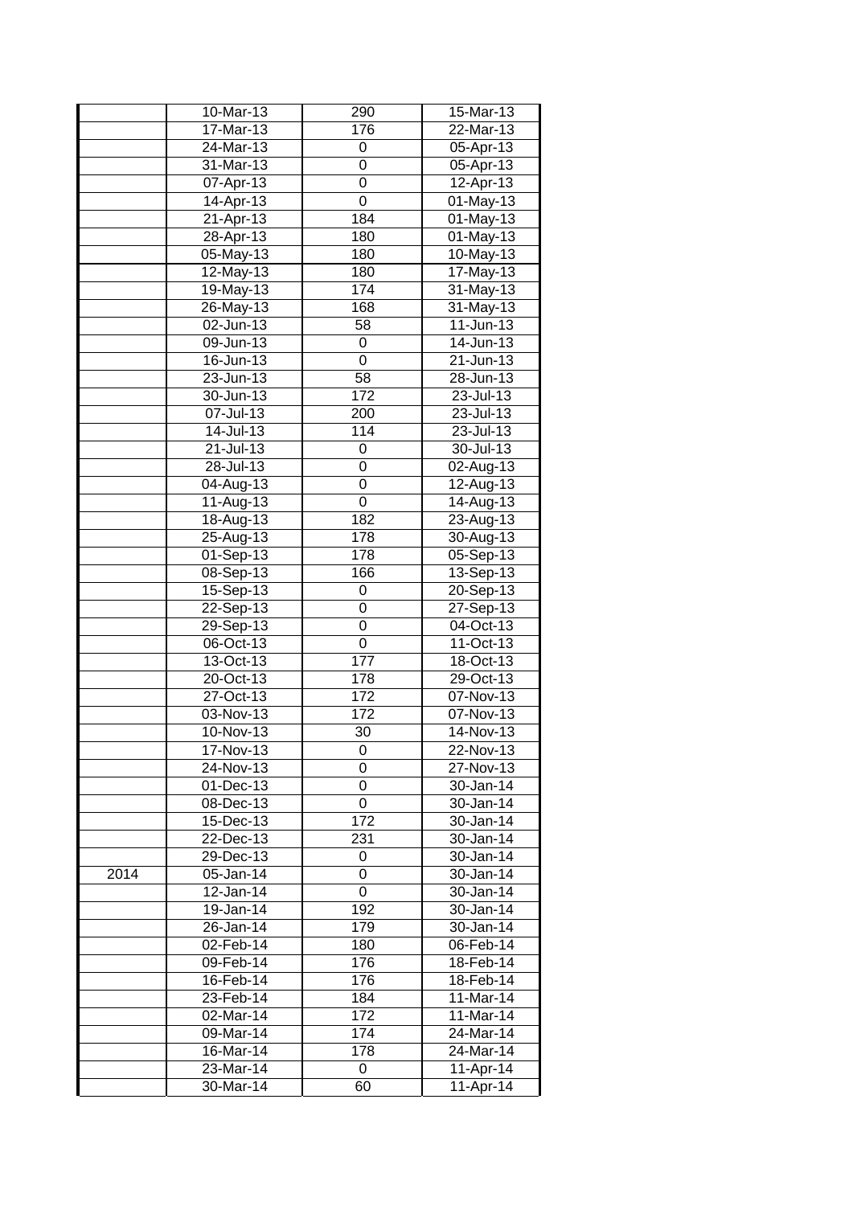| | | | |
|---|---|---|---|
| | 10-Mar-13 | 290 | 15-Mar-13 |
| | 17-Mar-13 | 176 | 22-Mar-13 |
| | 24-Mar-13 | 0 | 05-Apr-13 |
| | 31-Mar-13 | 0 | 05-Apr-13 |
| | 07-Apr-13 | 0 | 12-Apr-13 |
| | 14-Apr-13 | 0 | 01-May-13 |
| | 21-Apr-13 | 184 | 01-May-13 |
| | 28-Apr-13 | 180 | 01-May-13 |
| | 05-May-13 | 180 | 10-May-13 |
| | 12-May-13 | 180 | 17-May-13 |
| | 19-May-13 | 174 | 31-May-13 |
| | 26-May-13 | 168 | 31-May-13 |
| | 02-Jun-13 | 58 | 11-Jun-13 |
| | 09-Jun-13 | 0 | 14-Jun-13 |
| | 16-Jun-13 | 0 | 21-Jun-13 |
| | 23-Jun-13 | 58 | 28-Jun-13 |
| | 30-Jun-13 | 172 | 23-Jul-13 |
| | 07-Jul-13 | 200 | 23-Jul-13 |
| | 14-Jul-13 | 114 | 23-Jul-13 |
| | 21-Jul-13 | 0 | 30-Jul-13 |
| | 28-Jul-13 | 0 | 02-Aug-13 |
| | 04-Aug-13 | 0 | 12-Aug-13 |
| | 11-Aug-13 | 0 | 14-Aug-13 |
| | 18-Aug-13 | 182 | 23-Aug-13 |
| | 25-Aug-13 | 178 | 30-Aug-13 |
| | 01-Sep-13 | 178 | 05-Sep-13 |
| | 08-Sep-13 | 166 | 13-Sep-13 |
| | 15-Sep-13 | 0 | 20-Sep-13 |
| | 22-Sep-13 | 0 | 27-Sep-13 |
| | 29-Sep-13 | 0 | 04-Oct-13 |
| | 06-Oct-13 | 0 | 11-Oct-13 |
| | 13-Oct-13 | 177 | 18-Oct-13 |
| | 20-Oct-13 | 178 | 29-Oct-13 |
| | 27-Oct-13 | 172 | 07-Nov-13 |
| | 03-Nov-13 | 172 | 07-Nov-13 |
| | 10-Nov-13 | 30 | 14-Nov-13 |
| | 17-Nov-13 | 0 | 22-Nov-13 |
| | 24-Nov-13 | 0 | 27-Nov-13 |
| | 01-Dec-13 | 0 | 30-Jan-14 |
| | 08-Dec-13 | 0 | 30-Jan-14 |
| | 15-Dec-13 | 172 | 30-Jan-14 |
| | 22-Dec-13 | 231 | 30-Jan-14 |
| | 29-Dec-13 | 0 | 30-Jan-14 |
| 2014 | 05-Jan-14 | 0 | 30-Jan-14 |
| | 12-Jan-14 | 0 | 30-Jan-14 |
| | 19-Jan-14 | 192 | 30-Jan-14 |
| | 26-Jan-14 | 179 | 30-Jan-14 |
| | 02-Feb-14 | 180 | 06-Feb-14 |
| | 09-Feb-14 | 176 | 18-Feb-14 |
| | 16-Feb-14 | 176 | 18-Feb-14 |
| | 23-Feb-14 | 184 | 11-Mar-14 |
| | 02-Mar-14 | 172 | 11-Mar-14 |
| | 09-Mar-14 | 174 | 24-Mar-14 |
| | 16-Mar-14 | 178 | 24-Mar-14 |
| | 23-Mar-14 | 0 | 11-Apr-14 |
| | 30-Mar-14 | 60 | 11-Apr-14 |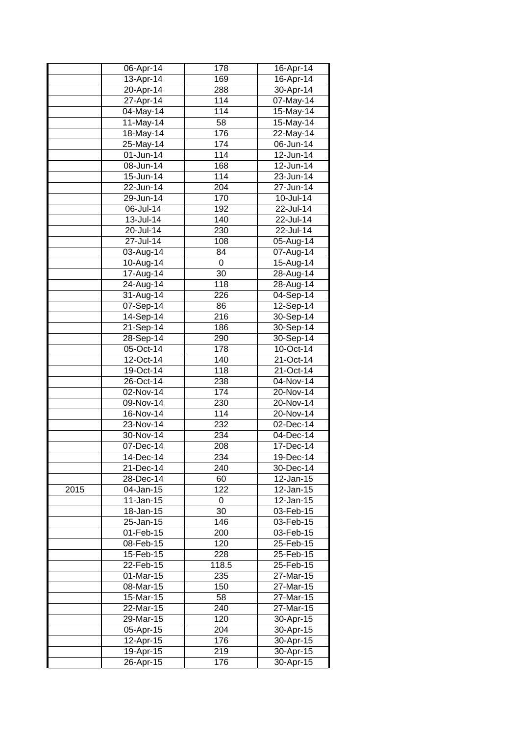| | | | |
|---|---|---|---|
| | 06-Apr-14 | 178 | 16-Apr-14 |
| | 13-Apr-14 | 169 | 16-Apr-14 |
| | 20-Apr-14 | 288 | 30-Apr-14 |
| | 27-Apr-14 | 114 | 07-May-14 |
| | 04-May-14 | 114 | 15-May-14 |
| | 11-May-14 | 58 | 15-May-14 |
| | 18-May-14 | 176 | 22-May-14 |
| | 25-May-14 | 174 | 06-Jun-14 |
| | 01-Jun-14 | 114 | 12-Jun-14 |
| | 08-Jun-14 | 168 | 12-Jun-14 |
| | 15-Jun-14 | 114 | 23-Jun-14 |
| | 22-Jun-14 | 204 | 27-Jun-14 |
| | 29-Jun-14 | 170 | 10-Jul-14 |
| | 06-Jul-14 | 192 | 22-Jul-14 |
| | 13-Jul-14 | 140 | 22-Jul-14 |
| | 20-Jul-14 | 230 | 22-Jul-14 |
| | 27-Jul-14 | 108 | 05-Aug-14 |
| | 03-Aug-14 | 84 | 07-Aug-14 |
| | 10-Aug-14 | 0 | 15-Aug-14 |
| | 17-Aug-14 | 30 | 28-Aug-14 |
| | 24-Aug-14 | 118 | 28-Aug-14 |
| | 31-Aug-14 | 226 | 04-Sep-14 |
| | 07-Sep-14 | 86 | 12-Sep-14 |
| | 14-Sep-14 | 216 | 30-Sep-14 |
| | 21-Sep-14 | 186 | 30-Sep-14 |
| | 28-Sep-14 | 290 | 30-Sep-14 |
| | 05-Oct-14 | 178 | 10-Oct-14 |
| | 12-Oct-14 | 140 | 21-Oct-14 |
| | 19-Oct-14 | 118 | 21-Oct-14 |
| | 26-Oct-14 | 238 | 04-Nov-14 |
| | 02-Nov-14 | 174 | 20-Nov-14 |
| | 09-Nov-14 | 230 | 20-Nov-14 |
| | 16-Nov-14 | 114 | 20-Nov-14 |
| | 23-Nov-14 | 232 | 02-Dec-14 |
| | 30-Nov-14 | 234 | 04-Dec-14 |
| | 07-Dec-14 | 208 | 17-Dec-14 |
| | 14-Dec-14 | 234 | 19-Dec-14 |
| | 21-Dec-14 | 240 | 30-Dec-14 |
| | 28-Dec-14 | 60 | 12-Jan-15 |
| 2015 | 04-Jan-15 | 122 | 12-Jan-15 |
| | 11-Jan-15 | 0 | 12-Jan-15 |
| | 18-Jan-15 | 30 | 03-Feb-15 |
| | 25-Jan-15 | 146 | 03-Feb-15 |
| | 01-Feb-15 | 200 | 03-Feb-15 |
| | 08-Feb-15 | 120 | 25-Feb-15 |
| | 15-Feb-15 | 228 | 25-Feb-15 |
| | 22-Feb-15 | 118.5 | 25-Feb-15 |
| | 01-Mar-15 | 235 | 27-Mar-15 |
| | 08-Mar-15 | 150 | 27-Mar-15 |
| | 15-Mar-15 | 58 | 27-Mar-15 |
| | 22-Mar-15 | 240 | 27-Mar-15 |
| | 29-Mar-15 | 120 | 30-Apr-15 |
| | 05-Apr-15 | 204 | 30-Apr-15 |
| | 12-Apr-15 | 176 | 30-Apr-15 |
| | 19-Apr-15 | 219 | 30-Apr-15 |
| | 26-Apr-15 | 176 | 30-Apr-15 |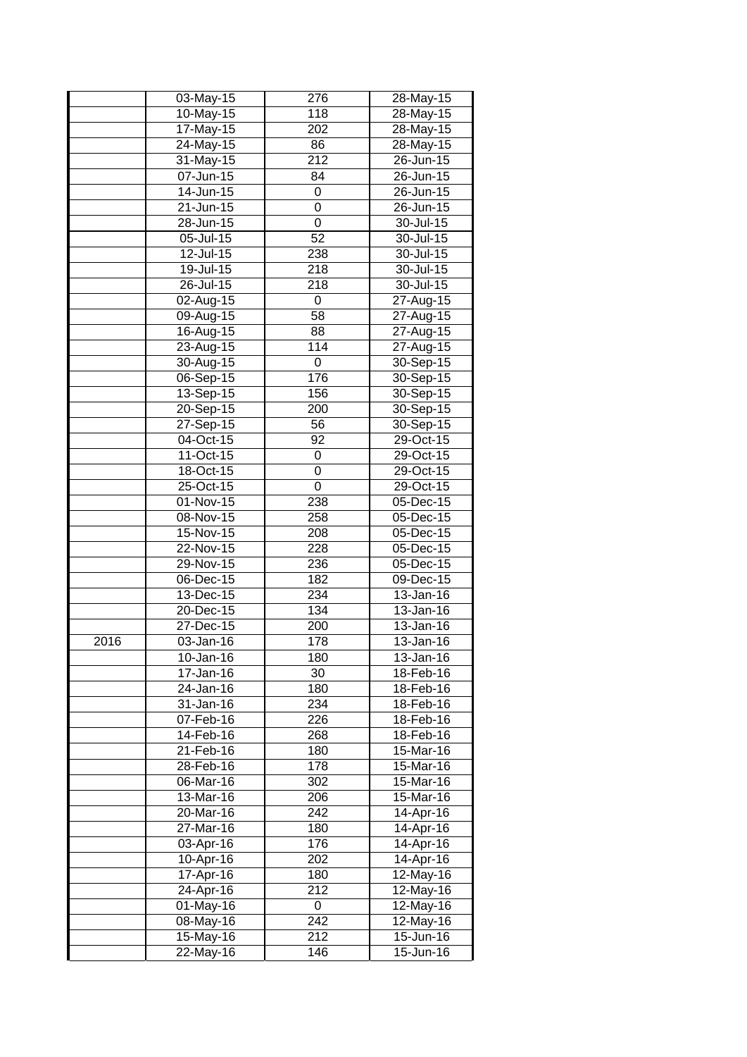| | | | |
|---|---|---|---|
| | 03-May-15 | 276 | 28-May-15 |
| | 10-May-15 | 118 | 28-May-15 |
| | 17-May-15 | 202 | 28-May-15 |
| | 24-May-15 | 86 | 28-May-15 |
| | 31-May-15 | 212 | 26-Jun-15 |
| | 07-Jun-15 | 84 | 26-Jun-15 |
| | 14-Jun-15 | 0 | 26-Jun-15 |
| | 21-Jun-15 | 0 | 26-Jun-15 |
| | 28-Jun-15 | 0 | 30-Jul-15 |
| | 05-Jul-15 | 52 | 30-Jul-15 |
| | 12-Jul-15 | 238 | 30-Jul-15 |
| | 19-Jul-15 | 218 | 30-Jul-15 |
| | 26-Jul-15 | 218 | 30-Jul-15 |
| | 02-Aug-15 | 0 | 27-Aug-15 |
| | 09-Aug-15 | 58 | 27-Aug-15 |
| | 16-Aug-15 | 88 | 27-Aug-15 |
| | 23-Aug-15 | 114 | 27-Aug-15 |
| | 30-Aug-15 | 0 | 30-Sep-15 |
| | 06-Sep-15 | 176 | 30-Sep-15 |
| | 13-Sep-15 | 156 | 30-Sep-15 |
| | 20-Sep-15 | 200 | 30-Sep-15 |
| | 27-Sep-15 | 56 | 30-Sep-15 |
| | 04-Oct-15 | 92 | 29-Oct-15 |
| | 11-Oct-15 | 0 | 29-Oct-15 |
| | 18-Oct-15 | 0 | 29-Oct-15 |
| | 25-Oct-15 | 0 | 29-Oct-15 |
| | 01-Nov-15 | 238 | 05-Dec-15 |
| | 08-Nov-15 | 258 | 05-Dec-15 |
| | 15-Nov-15 | 208 | 05-Dec-15 |
| | 22-Nov-15 | 228 | 05-Dec-15 |
| | 29-Nov-15 | 236 | 05-Dec-15 |
| | 06-Dec-15 | 182 | 09-Dec-15 |
| | 13-Dec-15 | 234 | 13-Jan-16 |
| | 20-Dec-15 | 134 | 13-Jan-16 |
| | 27-Dec-15 | 200 | 13-Jan-16 |
| 2016 | 03-Jan-16 | 178 | 13-Jan-16 |
| | 10-Jan-16 | 180 | 13-Jan-16 |
| | 17-Jan-16 | 30 | 18-Feb-16 |
| | 24-Jan-16 | 180 | 18-Feb-16 |
| | 31-Jan-16 | 234 | 18-Feb-16 |
| | 07-Feb-16 | 226 | 18-Feb-16 |
| | 14-Feb-16 | 268 | 18-Feb-16 |
| | 21-Feb-16 | 180 | 15-Mar-16 |
| | 28-Feb-16 | 178 | 15-Mar-16 |
| | 06-Mar-16 | 302 | 15-Mar-16 |
| | 13-Mar-16 | 206 | 15-Mar-16 |
| | 20-Mar-16 | 242 | 14-Apr-16 |
| | 27-Mar-16 | 180 | 14-Apr-16 |
| | 03-Apr-16 | 176 | 14-Apr-16 |
| | 10-Apr-16 | 202 | 14-Apr-16 |
| | 17-Apr-16 | 180 | 12-May-16 |
| | 24-Apr-16 | 212 | 12-May-16 |
| | 01-May-16 | 0 | 12-May-16 |
| | 08-May-16 | 242 | 12-May-16 |
| | 15-May-16 | 212 | 15-Jun-16 |
| | 22-May-16 | 146 | 15-Jun-16 |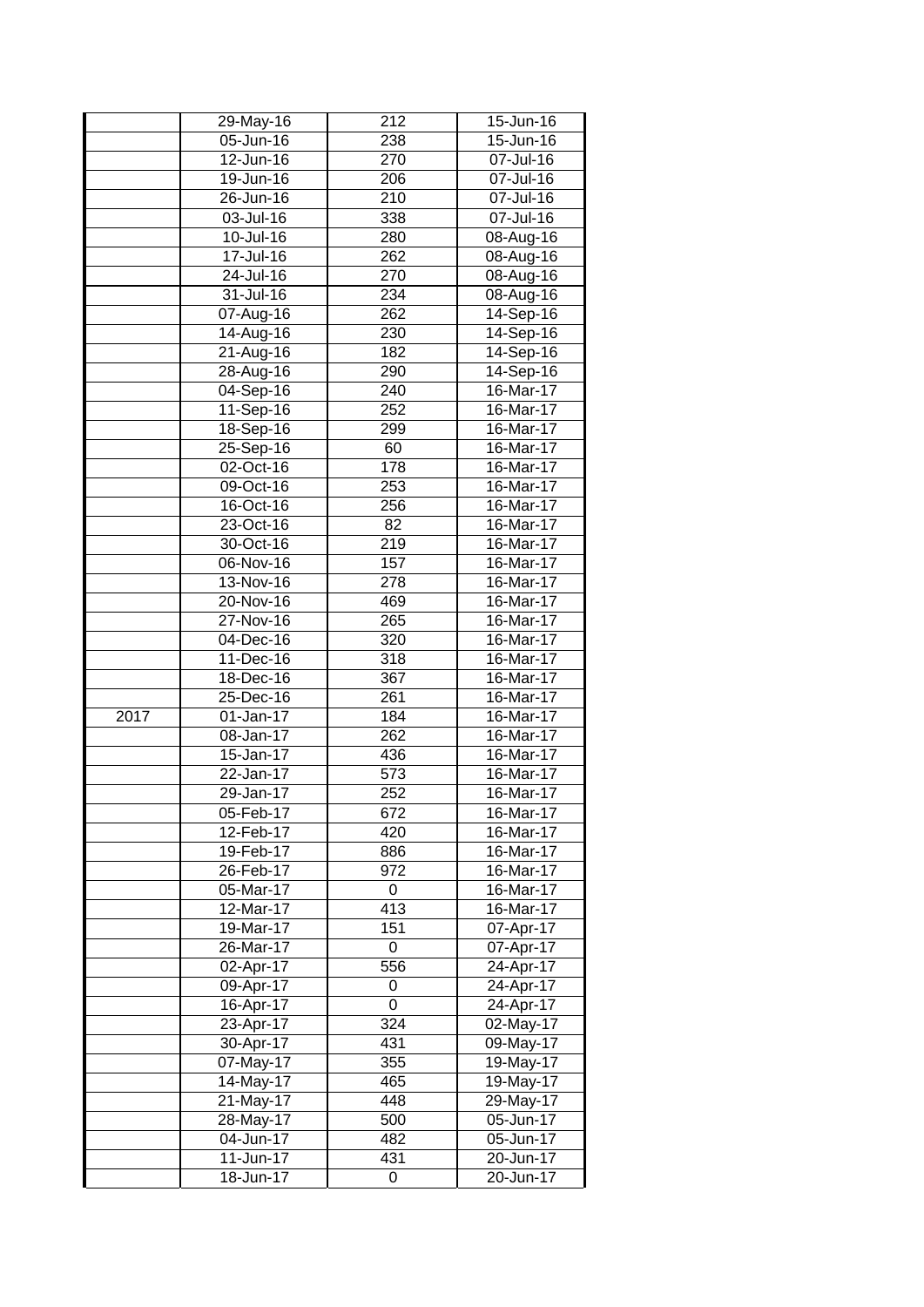| | | | |
|---|---|---|---|
| | 29-May-16 | 212 | 15-Jun-16 |
| | 05-Jun-16 | 238 | 15-Jun-16 |
| | 12-Jun-16 | 270 | 07-Jul-16 |
| | 19-Jun-16 | 206 | 07-Jul-16 |
| | 26-Jun-16 | 210 | 07-Jul-16 |
| | 03-Jul-16 | 338 | 07-Jul-16 |
| | 10-Jul-16 | 280 | 08-Aug-16 |
| | 17-Jul-16 | 262 | 08-Aug-16 |
| | 24-Jul-16 | 270 | 08-Aug-16 |
| | 31-Jul-16 | 234 | 08-Aug-16 |
| | 07-Aug-16 | 262 | 14-Sep-16 |
| | 14-Aug-16 | 230 | 14-Sep-16 |
| | 21-Aug-16 | 182 | 14-Sep-16 |
| | 28-Aug-16 | 290 | 14-Sep-16 |
| | 04-Sep-16 | 240 | 16-Mar-17 |
| | 11-Sep-16 | 252 | 16-Mar-17 |
| | 18-Sep-16 | 299 | 16-Mar-17 |
| | 25-Sep-16 | 60 | 16-Mar-17 |
| | 02-Oct-16 | 178 | 16-Mar-17 |
| | 09-Oct-16 | 253 | 16-Mar-17 |
| | 16-Oct-16 | 256 | 16-Mar-17 |
| | 23-Oct-16 | 82 | 16-Mar-17 |
| | 30-Oct-16 | 219 | 16-Mar-17 |
| | 06-Nov-16 | 157 | 16-Mar-17 |
| | 13-Nov-16 | 278 | 16-Mar-17 |
| | 20-Nov-16 | 469 | 16-Mar-17 |
| | 27-Nov-16 | 265 | 16-Mar-17 |
| | 04-Dec-16 | 320 | 16-Mar-17 |
| | 11-Dec-16 | 318 | 16-Mar-17 |
| | 18-Dec-16 | 367 | 16-Mar-17 |
| | 25-Dec-16 | 261 | 16-Mar-17 |
| 2017 | 01-Jan-17 | 184 | 16-Mar-17 |
| | 08-Jan-17 | 262 | 16-Mar-17 |
| | 15-Jan-17 | 436 | 16-Mar-17 |
| | 22-Jan-17 | 573 | 16-Mar-17 |
| | 29-Jan-17 | 252 | 16-Mar-17 |
| | 05-Feb-17 | 672 | 16-Mar-17 |
| | 12-Feb-17 | 420 | 16-Mar-17 |
| | 19-Feb-17 | 886 | 16-Mar-17 |
| | 26-Feb-17 | 972 | 16-Mar-17 |
| | 05-Mar-17 | 0 | 16-Mar-17 |
| | 12-Mar-17 | 413 | 16-Mar-17 |
| | 19-Mar-17 | 151 | 07-Apr-17 |
| | 26-Mar-17 | 0 | 07-Apr-17 |
| | 02-Apr-17 | 556 | 24-Apr-17 |
| | 09-Apr-17 | 0 | 24-Apr-17 |
| | 16-Apr-17 | 0 | 24-Apr-17 |
| | 23-Apr-17 | 324 | 02-May-17 |
| | 30-Apr-17 | 431 | 09-May-17 |
| | 07-May-17 | 355 | 19-May-17 |
| | 14-May-17 | 465 | 19-May-17 |
| | 21-May-17 | 448 | 29-May-17 |
| | 28-May-17 | 500 | 05-Jun-17 |
| | 04-Jun-17 | 482 | 05-Jun-17 |
| | 11-Jun-17 | 431 | 20-Jun-17 |
| | 18-Jun-17 | 0 | 20-Jun-17 |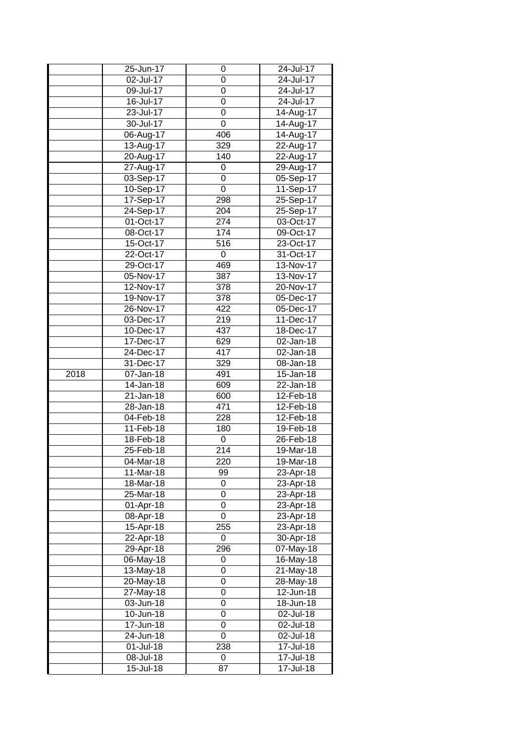| | | | |
|---|---|---|---|
| | 25-Jun-17 | 0 | 24-Jul-17 |
| | 02-Jul-17 | 0 | 24-Jul-17 |
| | 09-Jul-17 | 0 | 24-Jul-17 |
| | 16-Jul-17 | 0 | 24-Jul-17 |
| | 23-Jul-17 | 0 | 14-Aug-17 |
| | 30-Jul-17 | 0 | 14-Aug-17 |
| | 06-Aug-17 | 406 | 14-Aug-17 |
| | 13-Aug-17 | 329 | 22-Aug-17 |
| | 20-Aug-17 | 140 | 22-Aug-17 |
| | 27-Aug-17 | 0 | 29-Aug-17 |
| | 03-Sep-17 | 0 | 05-Sep-17 |
| | 10-Sep-17 | 0 | 11-Sep-17 |
| | 17-Sep-17 | 298 | 25-Sep-17 |
| | 24-Sep-17 | 204 | 25-Sep-17 |
| | 01-Oct-17 | 274 | 03-Oct-17 |
| | 08-Oct-17 | 174 | 09-Oct-17 |
| | 15-Oct-17 | 516 | 23-Oct-17 |
| | 22-Oct-17 | 0 | 31-Oct-17 |
| | 29-Oct-17 | 469 | 13-Nov-17 |
| | 05-Nov-17 | 387 | 13-Nov-17 |
| | 12-Nov-17 | 378 | 20-Nov-17 |
| | 19-Nov-17 | 378 | 05-Dec-17 |
| | 26-Nov-17 | 422 | 05-Dec-17 |
| | 03-Dec-17 | 219 | 11-Dec-17 |
| | 10-Dec-17 | 437 | 18-Dec-17 |
| | 17-Dec-17 | 629 | 02-Jan-18 |
| | 24-Dec-17 | 417 | 02-Jan-18 |
| | 31-Dec-17 | 329 | 08-Jan-18 |
| 2018 | 07-Jan-18 | 491 | 15-Jan-18 |
| | 14-Jan-18 | 609 | 22-Jan-18 |
| | 21-Jan-18 | 600 | 12-Feb-18 |
| | 28-Jan-18 | 471 | 12-Feb-18 |
| | 04-Feb-18 | 228 | 12-Feb-18 |
| | 11-Feb-18 | 180 | 19-Feb-18 |
| | 18-Feb-18 | 0 | 26-Feb-18 |
| | 25-Feb-18 | 214 | 19-Mar-18 |
| | 04-Mar-18 | 220 | 19-Mar-18 |
| | 11-Mar-18 | 99 | 23-Apr-18 |
| | 18-Mar-18 | 0 | 23-Apr-18 |
| | 25-Mar-18 | 0 | 23-Apr-18 |
| | 01-Apr-18 | 0 | 23-Apr-18 |
| | 08-Apr-18 | 0 | 23-Apr-18 |
| | 15-Apr-18 | 255 | 23-Apr-18 |
| | 22-Apr-18 | 0 | 30-Apr-18 |
| | 29-Apr-18 | 296 | 07-May-18 |
| | 06-May-18 | 0 | 16-May-18 |
| | 13-May-18 | 0 | 21-May-18 |
| | 20-May-18 | 0 | 28-May-18 |
| | 27-May-18 | 0 | 12-Jun-18 |
| | 03-Jun-18 | 0 | 18-Jun-18 |
| | 10-Jun-18 | 0 | 02-Jul-18 |
| | 17-Jun-18 | 0 | 02-Jul-18 |
| | 24-Jun-18 | 0 | 02-Jul-18 |
| | 01-Jul-18 | 238 | 17-Jul-18 |
| | 08-Jul-18 | 0 | 17-Jul-18 |
| | 15-Jul-18 | 87 | 17-Jul-18 |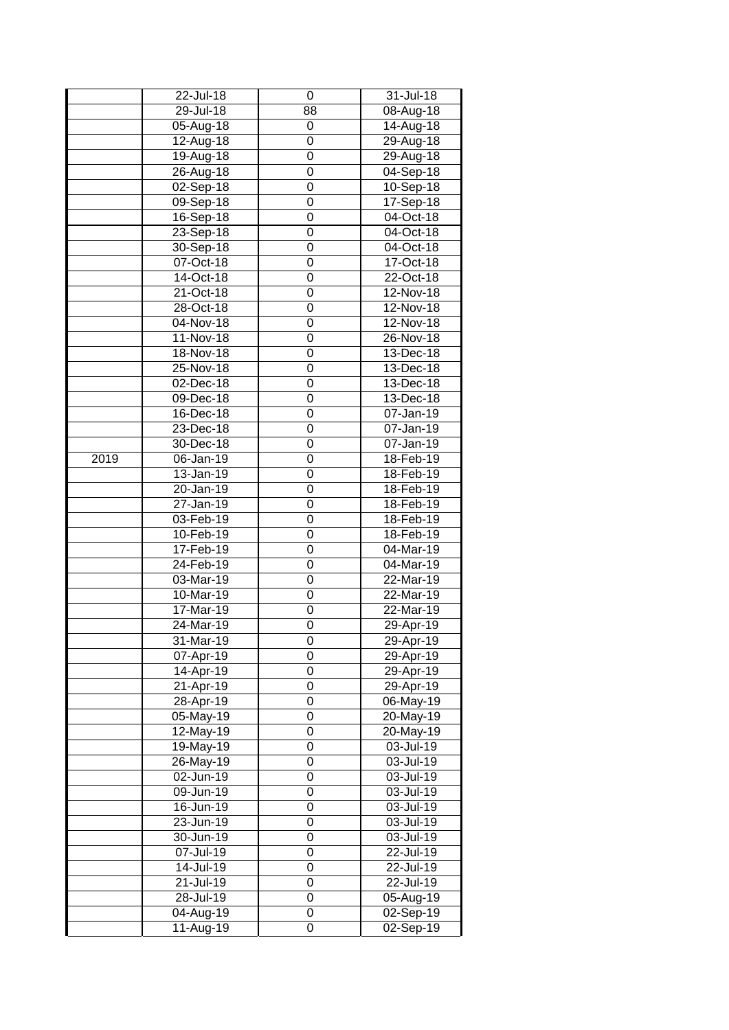| | | | |
|---|---|---|---|
| | 22-Jul-18 | 0 | 31-Jul-18 |
| | 29-Jul-18 | 88 | 08-Aug-18 |
| | 05-Aug-18 | 0 | 14-Aug-18 |
| | 12-Aug-18 | 0 | 29-Aug-18 |
| | 19-Aug-18 | 0 | 29-Aug-18 |
| | 26-Aug-18 | 0 | 04-Sep-18 |
| | 02-Sep-18 | 0 | 10-Sep-18 |
| | 09-Sep-18 | 0 | 17-Sep-18 |
| | 16-Sep-18 | 0 | 04-Oct-18 |
| | 23-Sep-18 | 0 | 04-Oct-18 |
| | 30-Sep-18 | 0 | 04-Oct-18 |
| | 07-Oct-18 | 0 | 17-Oct-18 |
| | 14-Oct-18 | 0 | 22-Oct-18 |
| | 21-Oct-18 | 0 | 12-Nov-18 |
| | 28-Oct-18 | 0 | 12-Nov-18 |
| | 04-Nov-18 | 0 | 12-Nov-18 |
| | 11-Nov-18 | 0 | 26-Nov-18 |
| | 18-Nov-18 | 0 | 13-Dec-18 |
| | 25-Nov-18 | 0 | 13-Dec-18 |
| | 02-Dec-18 | 0 | 13-Dec-18 |
| | 09-Dec-18 | 0 | 13-Dec-18 |
| | 16-Dec-18 | 0 | 07-Jan-19 |
| | 23-Dec-18 | 0 | 07-Jan-19 |
| | 30-Dec-18 | 0 | 07-Jan-19 |
| 2019 | 06-Jan-19 | 0 | 18-Feb-19 |
| | 13-Jan-19 | 0 | 18-Feb-19 |
| | 20-Jan-19 | 0 | 18-Feb-19 |
| | 27-Jan-19 | 0 | 18-Feb-19 |
| | 03-Feb-19 | 0 | 18-Feb-19 |
| | 10-Feb-19 | 0 | 18-Feb-19 |
| | 17-Feb-19 | 0 | 04-Mar-19 |
| | 24-Feb-19 | 0 | 04-Mar-19 |
| | 03-Mar-19 | 0 | 22-Mar-19 |
| | 10-Mar-19 | 0 | 22-Mar-19 |
| | 17-Mar-19 | 0 | 22-Mar-19 |
| | 24-Mar-19 | 0 | 29-Apr-19 |
| | 31-Mar-19 | 0 | 29-Apr-19 |
| | 07-Apr-19 | 0 | 29-Apr-19 |
| | 14-Apr-19 | 0 | 29-Apr-19 |
| | 21-Apr-19 | 0 | 29-Apr-19 |
| | 28-Apr-19 | 0 | 06-May-19 |
| | 05-May-19 | 0 | 20-May-19 |
| | 12-May-19 | 0 | 20-May-19 |
| | 19-May-19 | 0 | 03-Jul-19 |
| | 26-May-19 | 0 | 03-Jul-19 |
| | 02-Jun-19 | 0 | 03-Jul-19 |
| | 09-Jun-19 | 0 | 03-Jul-19 |
| | 16-Jun-19 | 0 | 03-Jul-19 |
| | 23-Jun-19 | 0 | 03-Jul-19 |
| | 30-Jun-19 | 0 | 03-Jul-19 |
| | 07-Jul-19 | 0 | 22-Jul-19 |
| | 14-Jul-19 | 0 | 22-Jul-19 |
| | 21-Jul-19 | 0 | 22-Jul-19 |
| | 28-Jul-19 | 0 | 05-Aug-19 |
| | 04-Aug-19 | 0 | 02-Sep-19 |
| | 11-Aug-19 | 0 | 02-Sep-19 |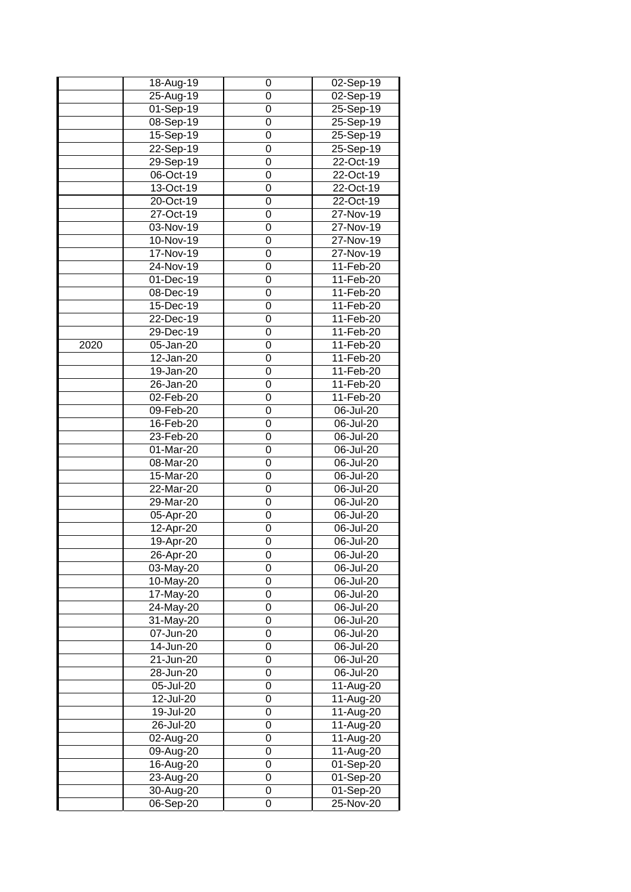| | | | |
|---|---|---|---|
| | 18-Aug-19 | 0 | 02-Sep-19 |
| | 25-Aug-19 | 0 | 02-Sep-19 |
| | 01-Sep-19 | 0 | 25-Sep-19 |
| | 08-Sep-19 | 0 | 25-Sep-19 |
| | 15-Sep-19 | 0 | 25-Sep-19 |
| | 22-Sep-19 | 0 | 25-Sep-19 |
| | 29-Sep-19 | 0 | 22-Oct-19 |
| | 06-Oct-19 | 0 | 22-Oct-19 |
| | 13-Oct-19 | 0 | 22-Oct-19 |
| | 20-Oct-19 | 0 | 22-Oct-19 |
| | 27-Oct-19 | 0 | 27-Nov-19 |
| | 03-Nov-19 | 0 | 27-Nov-19 |
| | 10-Nov-19 | 0 | 27-Nov-19 |
| | 17-Nov-19 | 0 | 27-Nov-19 |
| | 24-Nov-19 | 0 | 11-Feb-20 |
| | 01-Dec-19 | 0 | 11-Feb-20 |
| | 08-Dec-19 | 0 | 11-Feb-20 |
| | 15-Dec-19 | 0 | 11-Feb-20 |
| | 22-Dec-19 | 0 | 11-Feb-20 |
| | 29-Dec-19 | 0 | 11-Feb-20 |
| 2020 | 05-Jan-20 | 0 | 11-Feb-20 |
| | 12-Jan-20 | 0 | 11-Feb-20 |
| | 19-Jan-20 | 0 | 11-Feb-20 |
| | 26-Jan-20 | 0 | 11-Feb-20 |
| | 02-Feb-20 | 0 | 11-Feb-20 |
| | 09-Feb-20 | 0 | 06-Jul-20 |
| | 16-Feb-20 | 0 | 06-Jul-20 |
| | 23-Feb-20 | 0 | 06-Jul-20 |
| | 01-Mar-20 | 0 | 06-Jul-20 |
| | 08-Mar-20 | 0 | 06-Jul-20 |
| | 15-Mar-20 | 0 | 06-Jul-20 |
| | 22-Mar-20 | 0 | 06-Jul-20 |
| | 29-Mar-20 | 0 | 06-Jul-20 |
| | 05-Apr-20 | 0 | 06-Jul-20 |
| | 12-Apr-20 | 0 | 06-Jul-20 |
| | 19-Apr-20 | 0 | 06-Jul-20 |
| | 26-Apr-20 | 0 | 06-Jul-20 |
| | 03-May-20 | 0 | 06-Jul-20 |
| | 10-May-20 | 0 | 06-Jul-20 |
| | 17-May-20 | 0 | 06-Jul-20 |
| | 24-May-20 | 0 | 06-Jul-20 |
| | 31-May-20 | 0 | 06-Jul-20 |
| | 07-Jun-20 | 0 | 06-Jul-20 |
| | 14-Jun-20 | 0 | 06-Jul-20 |
| | 21-Jun-20 | 0 | 06-Jul-20 |
| | 28-Jun-20 | 0 | 06-Jul-20 |
| | 05-Jul-20 | 0 | 11-Aug-20 |
| | 12-Jul-20 | 0 | 11-Aug-20 |
| | 19-Jul-20 | 0 | 11-Aug-20 |
| | 26-Jul-20 | 0 | 11-Aug-20 |
| | 02-Aug-20 | 0 | 11-Aug-20 |
| | 09-Aug-20 | 0 | 11-Aug-20 |
| | 16-Aug-20 | 0 | 01-Sep-20 |
| | 23-Aug-20 | 0 | 01-Sep-20 |
| | 30-Aug-20 | 0 | 01-Sep-20 |
| | 06-Sep-20 | 0 | 25-Nov-20 |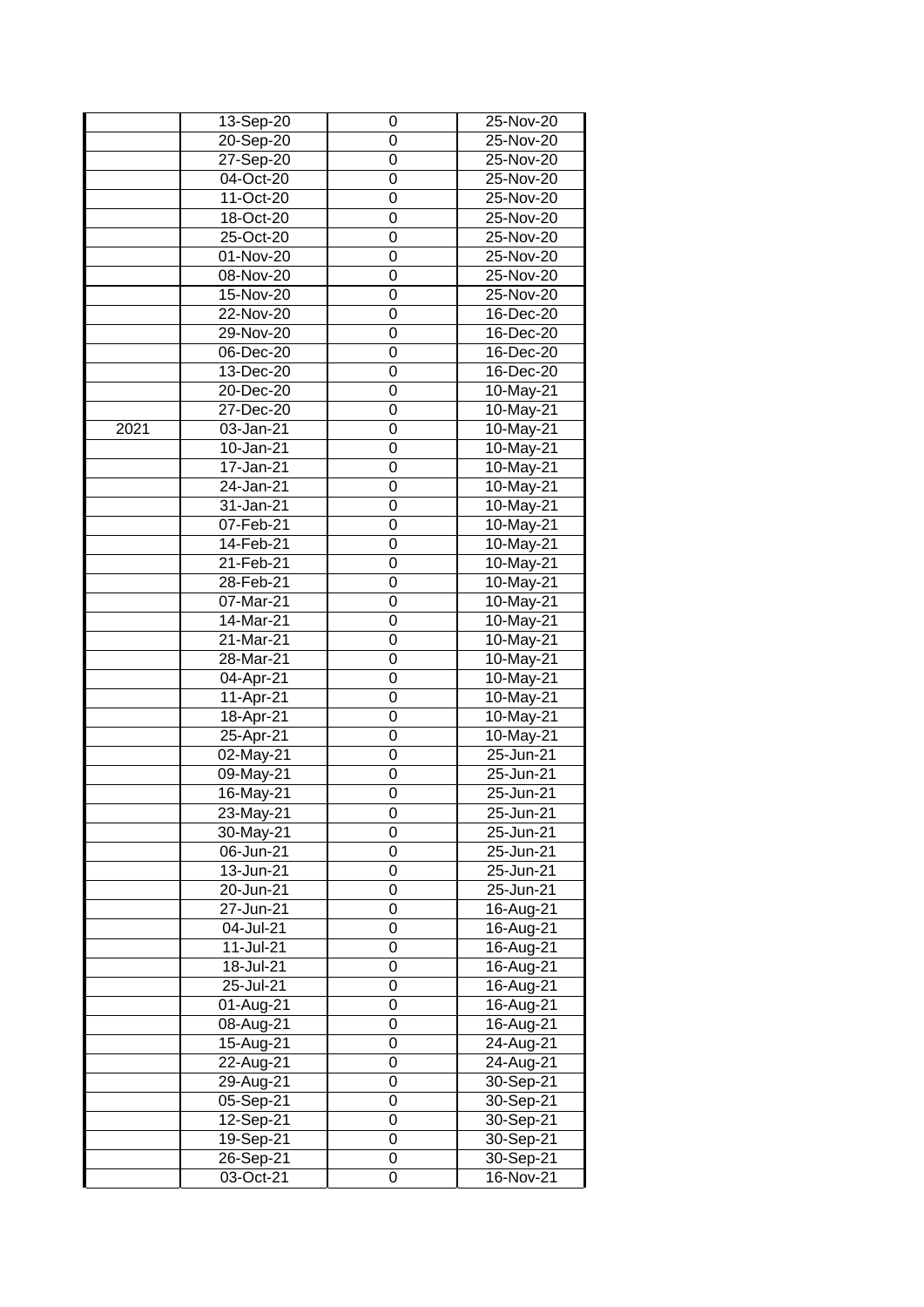| | | | |
|---|---|---|---|
| | 13-Sep-20 | 0 | 25-Nov-20 |
| | 20-Sep-20 | 0 | 25-Nov-20 |
| | 27-Sep-20 | 0 | 25-Nov-20 |
| | 04-Oct-20 | 0 | 25-Nov-20 |
| | 11-Oct-20 | 0 | 25-Nov-20 |
| | 18-Oct-20 | 0 | 25-Nov-20 |
| | 25-Oct-20 | 0 | 25-Nov-20 |
| | 01-Nov-20 | 0 | 25-Nov-20 |
| | 08-Nov-20 | 0 | 25-Nov-20 |
| | 15-Nov-20 | 0 | 25-Nov-20 |
| | 22-Nov-20 | 0 | 16-Dec-20 |
| | 29-Nov-20 | 0 | 16-Dec-20 |
| | 06-Dec-20 | 0 | 16-Dec-20 |
| | 13-Dec-20 | 0 | 16-Dec-20 |
| | 20-Dec-20 | 0 | 10-May-21 |
| | 27-Dec-20 | 0 | 10-May-21 |
| 2021 | 03-Jan-21 | 0 | 10-May-21 |
| | 10-Jan-21 | 0 | 10-May-21 |
| | 17-Jan-21 | 0 | 10-May-21 |
| | 24-Jan-21 | 0 | 10-May-21 |
| | 31-Jan-21 | 0 | 10-May-21 |
| | 07-Feb-21 | 0 | 10-May-21 |
| | 14-Feb-21 | 0 | 10-May-21 |
| | 21-Feb-21 | 0 | 10-May-21 |
| | 28-Feb-21 | 0 | 10-May-21 |
| | 07-Mar-21 | 0 | 10-May-21 |
| | 14-Mar-21 | 0 | 10-May-21 |
| | 21-Mar-21 | 0 | 10-May-21 |
| | 28-Mar-21 | 0 | 10-May-21 |
| | 04-Apr-21 | 0 | 10-May-21 |
| | 11-Apr-21 | 0 | 10-May-21 |
| | 18-Apr-21 | 0 | 10-May-21 |
| | 25-Apr-21 | 0 | 10-May-21 |
| | 02-May-21 | 0 | 25-Jun-21 |
| | 09-May-21 | 0 | 25-Jun-21 |
| | 16-May-21 | 0 | 25-Jun-21 |
| | 23-May-21 | 0 | 25-Jun-21 |
| | 30-May-21 | 0 | 25-Jun-21 |
| | 06-Jun-21 | 0 | 25-Jun-21 |
| | 13-Jun-21 | 0 | 25-Jun-21 |
| | 20-Jun-21 | 0 | 25-Jun-21 |
| | 27-Jun-21 | 0 | 16-Aug-21 |
| | 04-Jul-21 | 0 | 16-Aug-21 |
| | 11-Jul-21 | 0 | 16-Aug-21 |
| | 18-Jul-21 | 0 | 16-Aug-21 |
| | 25-Jul-21 | 0 | 16-Aug-21 |
| | 01-Aug-21 | 0 | 16-Aug-21 |
| | 08-Aug-21 | 0 | 16-Aug-21 |
| | 15-Aug-21 | 0 | 24-Aug-21 |
| | 22-Aug-21 | 0 | 24-Aug-21 |
| | 29-Aug-21 | 0 | 30-Sep-21 |
| | 05-Sep-21 | 0 | 30-Sep-21 |
| | 12-Sep-21 | 0 | 30-Sep-21 |
| | 19-Sep-21 | 0 | 30-Sep-21 |
| | 26-Sep-21 | 0 | 30-Sep-21 |
| | 03-Oct-21 | 0 | 16-Nov-21 |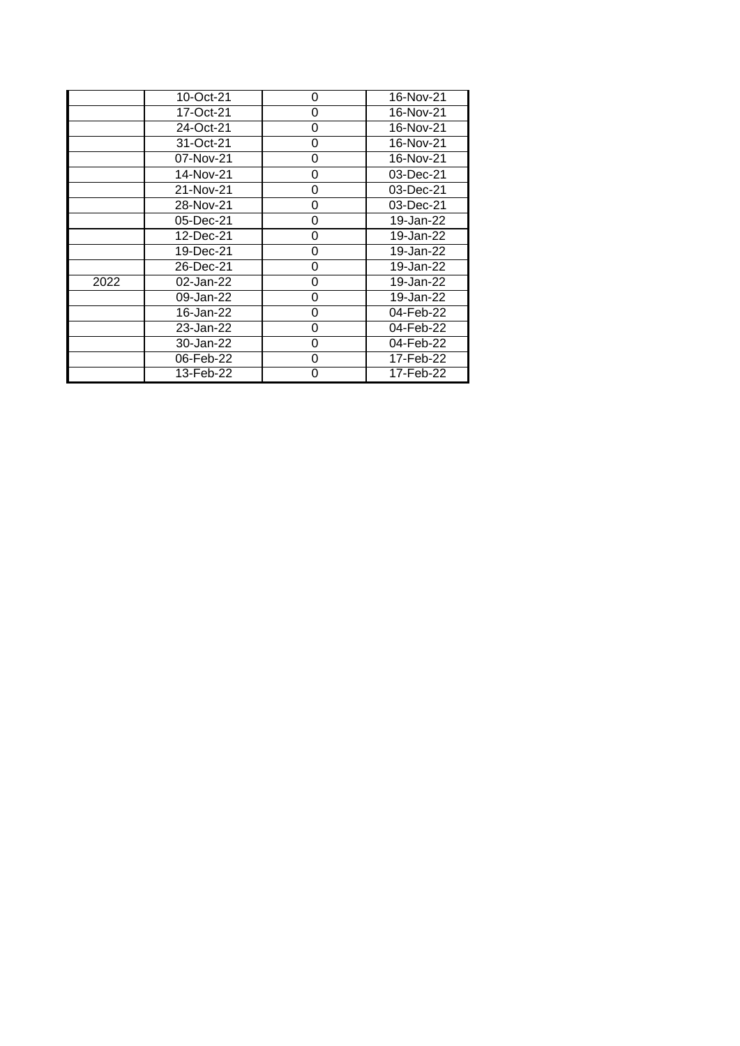| | | | |
|---|---|---|---|
| | 10-Oct-21 | 0 | 16-Nov-21 |
| | 17-Oct-21 | 0 | 16-Nov-21 |
| | 24-Oct-21 | 0 | 16-Nov-21 |
| | 31-Oct-21 | 0 | 16-Nov-21 |
| | 07-Nov-21 | 0 | 16-Nov-21 |
| | 14-Nov-21 | 0 | 03-Dec-21 |
| | 21-Nov-21 | 0 | 03-Dec-21 |
| | 28-Nov-21 | 0 | 03-Dec-21 |
| | 05-Dec-21 | 0 | 19-Jan-22 |
| | 12-Dec-21 | 0 | 19-Jan-22 |
| | 19-Dec-21 | 0 | 19-Jan-22 |
| | 26-Dec-21 | 0 | 19-Jan-22 |
| 2022 | 02-Jan-22 | 0 | 19-Jan-22 |
| | 09-Jan-22 | 0 | 19-Jan-22 |
| | 16-Jan-22 | 0 | 04-Feb-22 |
| | 23-Jan-22 | 0 | 04-Feb-22 |
| | 30-Jan-22 | 0 | 04-Feb-22 |
| | 06-Feb-22 | 0 | 17-Feb-22 |
| | 13-Feb-22 | 0 | 17-Feb-22 |